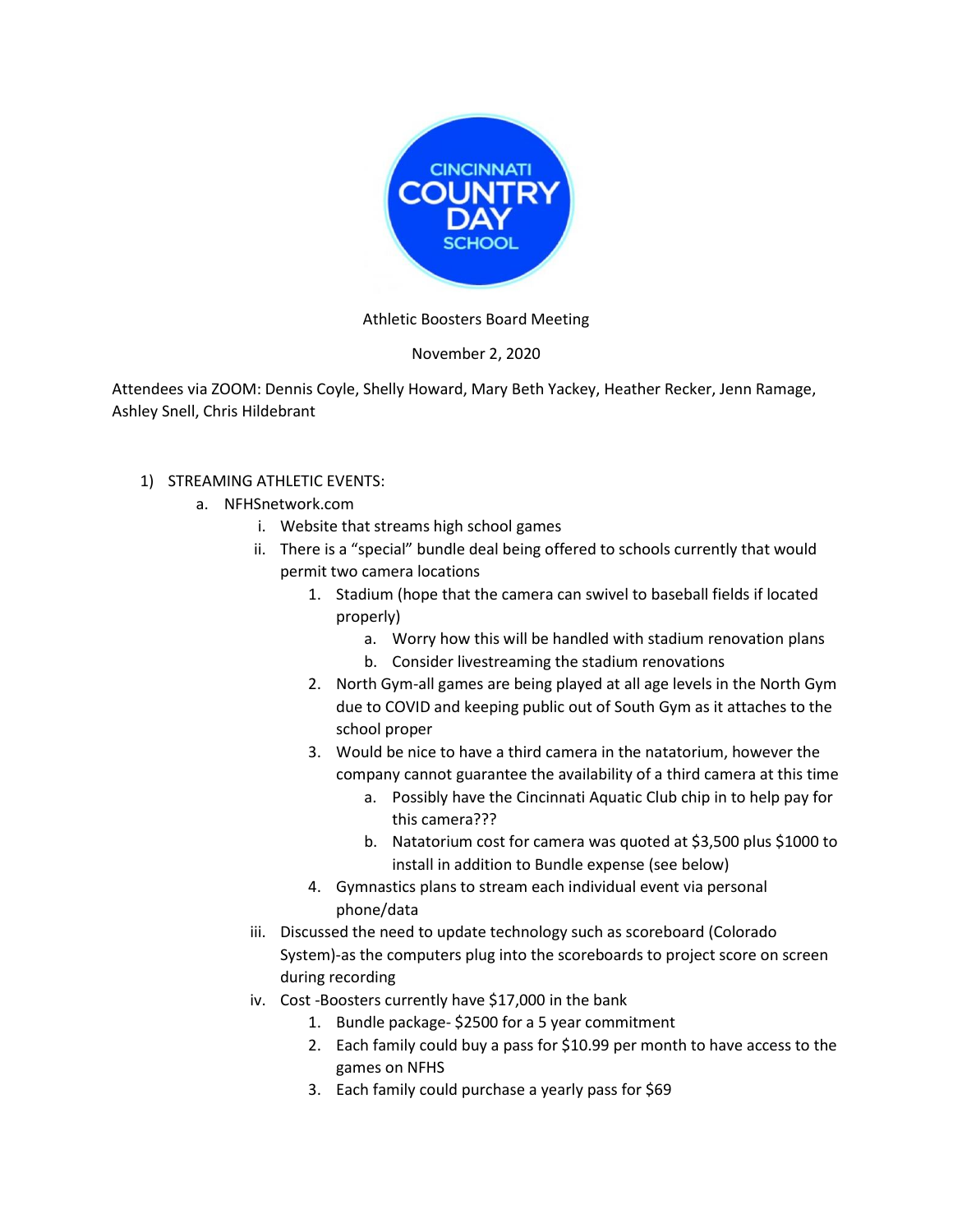CINCINNATI COUNTRY DAY SCHOOL

Athletic Boosters Board Meeting

November 2, 2020

Attendees via ZOOM: Dennis Coyle, Shelly Howard, Mary Beth Yackey, Heather Recker, Jenn Ramage, Ashley Snell, Chris Hildebrant

1) STREAMING ATHLETIC EVENTS:
   a. NFHSnetwork.com
      i. Website that streams high school games
      ii. There is a "special" bundle deal being offered to schools currently that would permit two camera locations
         1. Stadium (hope that the camera can swivel to baseball fields if located properly)
            a. Worry how this will be handled with stadium renovation plans
            b. Consider livestreaming the stadium renovations
         2. North Gym-all games are being played at all age levels in the North Gym due to COVID and keeping public out of South Gym as it attaches to the school proper
         3. Would be nice to have a third camera in the natatorium, however the company cannot guarantee the availability of a third camera at this time
            a. Possibly have the Cincinnati Aquatic Club chip in to help pay for this camera???
            b. Natatorium cost for camera was quoted at $3,500 plus $1000 to install in addition to Bundle expense (see below)
         4. Gymnastics plans to stream each individual event via personal phone/data
      iii. Discussed the need to update technology such as scoreboard (Colorado System)-as the computers plug into the scoreboards to project score on screen during recording
      iv. Cost -Boosters currently have $17,000 in the bank
         1. Bundle package- $2500 for a 5 year commitment
         2. Each family could buy a pass for $10.99 per month to have access to the games on NFHS
         3. Each family could purchase a yearly pass for $69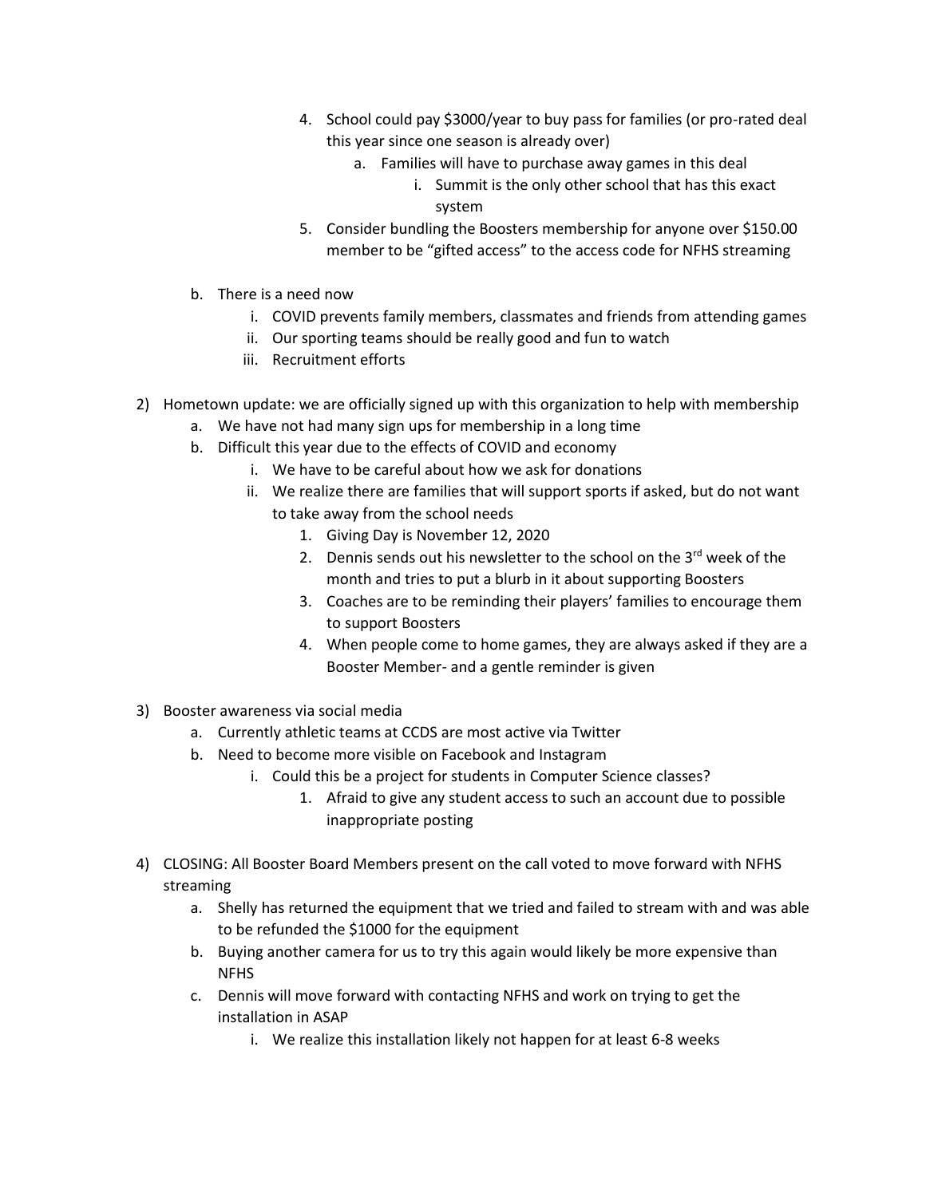4. School could pay $3000/year to buy pass for families (or pro-rated deal this year since one season is already over)
    a. Families will have to purchase away games in this deal
        i. Summit is the only other school that has this exact system
5. Consider bundling the Boosters membership for anyone over $150.00 member to be "gifted access" to the access code for NFHS streaming

b. There is a need now
    i. COVID prevents family members, classmates and friends from attending games
    ii. Our sporting teams should be really good and fun to watch
    iii. Recruitment efforts

2) Hometown update: we are officially signed up with this organization to help with membership
    a. We have not had many sign ups for membership in a long time
    b. Difficult this year due to the effects of COVID and economy
        i. We have to be careful about how we ask for donations
        ii. We realize there are families that will support sports if asked, but do not want to take away from the school needs
            1. Giving Day is November 12, 2020
            2. Dennis sends out his newsletter to the school on the 3rd week of the month and tries to put a blurb in it about supporting Boosters
            3. Coaches are to be reminding their players' families to encourage them to support Boosters
            4. When people come to home games, they are always asked if they are a Booster Member- and a gentle reminder is given

3) Booster awareness via social media
    a. Currently athletic teams at CCDS are most active via Twitter
    b. Need to become more visible on Facebook and Instagram
        i. Could this be a project for students in Computer Science classes?
            1. Afraid to give any student access to such an account due to possible inappropriate posting

4) CLOSING: All Booster Board Members present on the call voted to move forward with NFHS streaming
    a. Shelly has returned the equipment that we tried and failed to stream with and was able to be refunded the $1000 for the equipment
    b. Buying another camera for us to try this again would likely be more expensive than NFHS
    c. Dennis will move forward with contacting NFHS and work on trying to get the installation in ASAP
        i. We realize this installation likely not happen for at least 6-8 weeks